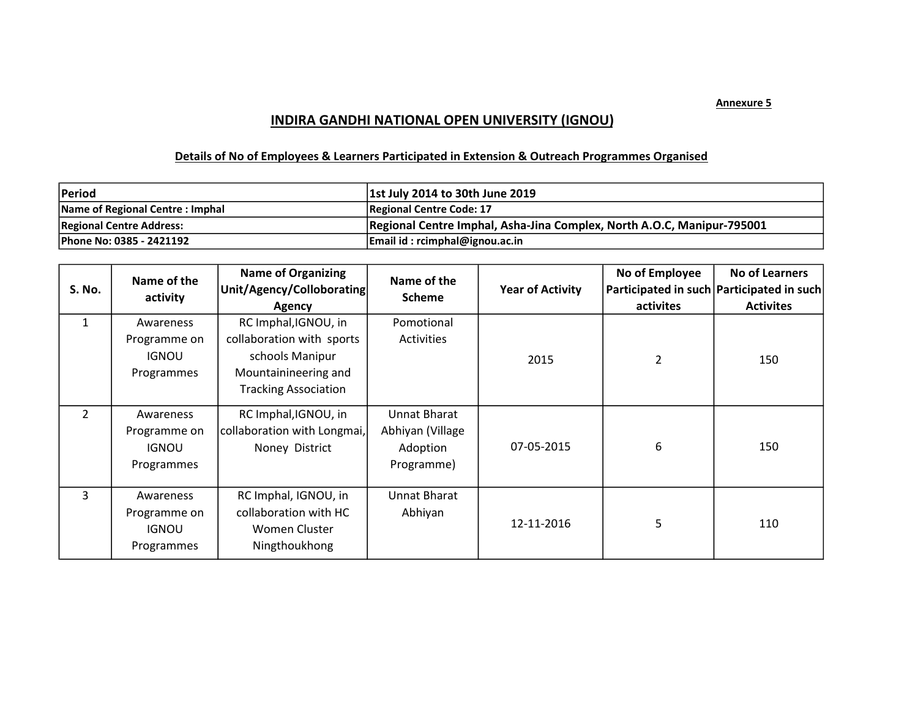Annexure 5

# INDIRA GANDHI NATIONAL OPEN UNIVERSITY (IGNOU)

## Details of No of Employees & Learners Participated in Extension & Outreach Programmes Organised

| Period | 1st July 2014 to 30th June 2019 |
|---|---|
| Name of Regional Centre : Imphal | Regional Centre Code: 17 |
| Regional Centre Address: | Regional Centre Imphal, Asha-Jina Complex, North A.O.C, Manipur-795001 |
| Phone No: 0385 - 2421192 | Email id : rcimphal@ignou.ac.in |

| S. No. | Name of the activity | Name of Organizing Unit/Agency/Colloborating Agency | Name of the Scheme | Year of Activity | No of Employee Participated in such activites | No of Learners Participated in such Activites |
|---|---|---|---|---|---|---|
| 1 | Awareness Programme on IGNOU Programmes | RC Imphal,IGNOU, in collaboration with sports schools Manipur Mountainineering and Tracking Association | Pomotional Activities | 2015 | 2 | 150 |
| 2 | Awareness Programme on IGNOU Programmes | RC Imphal,IGNOU, in collaboration with Longmai, Noney District | Unnat Bharat Abhiyan (Village Adoption Programme) | 07-05-2015 | 6 | 150 |
| 3 | Awareness Programme on IGNOU Programmes | RC Imphal, IGNOU, in collaboration with HC Women Cluster Ningthoukhong | Unnat Bharat Abhiyan | 12-11-2016 | 5 | 110 |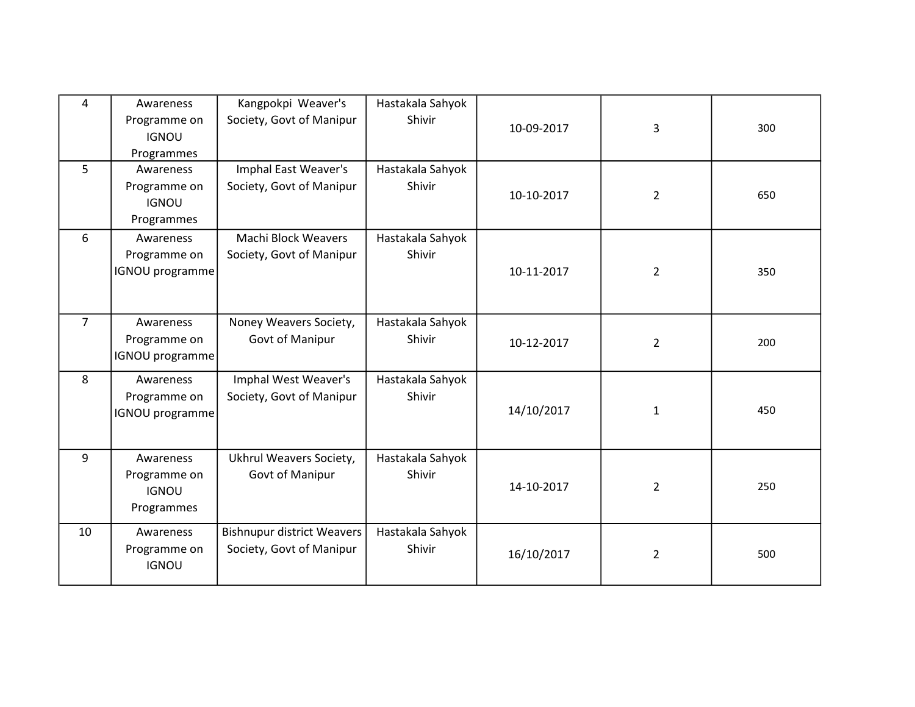| 4 | Awareness Programme on IGNOU Programmes | Kangpokpi Weaver's Society, Govt of Manipur | Hastakala Sahyok Shivir | 10-09-2017 | 3 | 300 |
|---|---|---|---|---|---|---|
| 5 | Awareness Programme on IGNOU Programmes | Imphal East Weaver's Society, Govt of Manipur | Hastakala Sahyok Shivir | 10-10-2017 | 2 | 650 |
| 6 | Awareness Programme on IGNOU programme | Machi Block Weavers Society, Govt of Manipur | Hastakala Sahyok Shivir | 10-11-2017 | 2 | 350 |
| 7 | Awareness Programme on IGNOU programme | Noney Weavers Society, Govt of Manipur | Hastakala Sahyok Shivir | 10-12-2017 | 2 | 200 |
| 8 | Awareness Programme on IGNOU programme | Imphal West Weaver's Society, Govt of Manipur | Hastakala Sahyok Shivir | 14/10/2017 | 1 | 450 |
| 9 | Awareness Programme on IGNOU Programmes | Ukhrul Weavers Society, Govt of Manipur | Hastakala Sahyok Shivir | 14-10-2017 | 2 | 250 |
| 10 | Awareness Programme on IGNOU | Bishnupur district Weavers Society, Govt of Manipur | Hastakala Sahyok Shivir | 16/10/2017 | 2 | 500 |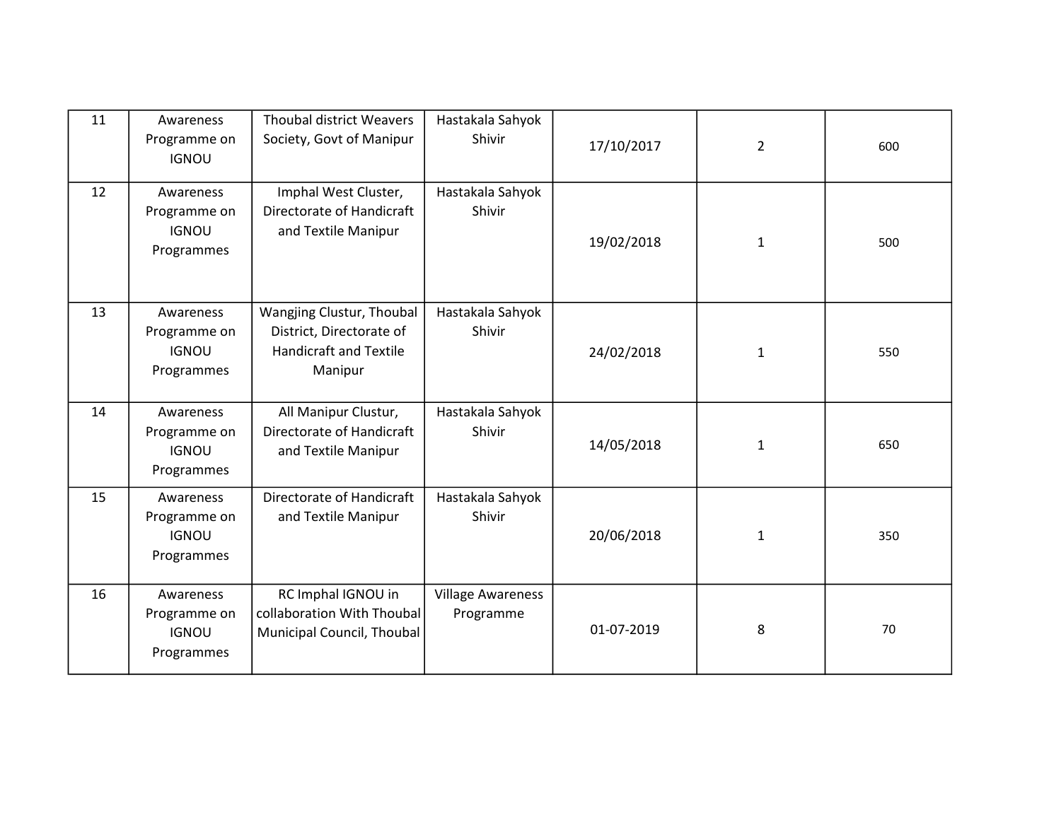| 11 | Awareness Programme on IGNOU | Thoubal district Weavers Society, Govt of Manipur | Hastakala Sahyok Shivir | 17/10/2017 | 2 | 600 |
|---|---|---|---|---|---|---|
| 12 | Awareness Programme on IGNOU Programmes | Imphal West Cluster, Directorate of Handicraft and Textile Manipur | Hastakala Sahyok Shivir | 19/02/2018 | 1 | 500 |
| 13 | Awareness Programme on IGNOU Programmes | Wangjing Clustur, Thoubal District, Directorate of Handicraft and Textile Manipur | Hastakala Sahyok Shivir | 24/02/2018 | 1 | 550 |
| 14 | Awareness Programme on IGNOU Programmes | All Manipur Clustur, Directorate of Handicraft and Textile Manipur | Hastakala Sahyok Shivir | 14/05/2018 | 1 | 650 |
| 15 | Awareness Programme on IGNOU Programmes | Directorate of Handicraft and Textile Manipur | Hastakala Sahyok Shivir | 20/06/2018 | 1 | 350 |
| 16 | Awareness Programme on IGNOU Programmes | RC Imphal IGNOU in collaboration With Thoubal Municipal Council, Thoubal | Village Awareness Programme | 01-07-2019 | 8 | 70 |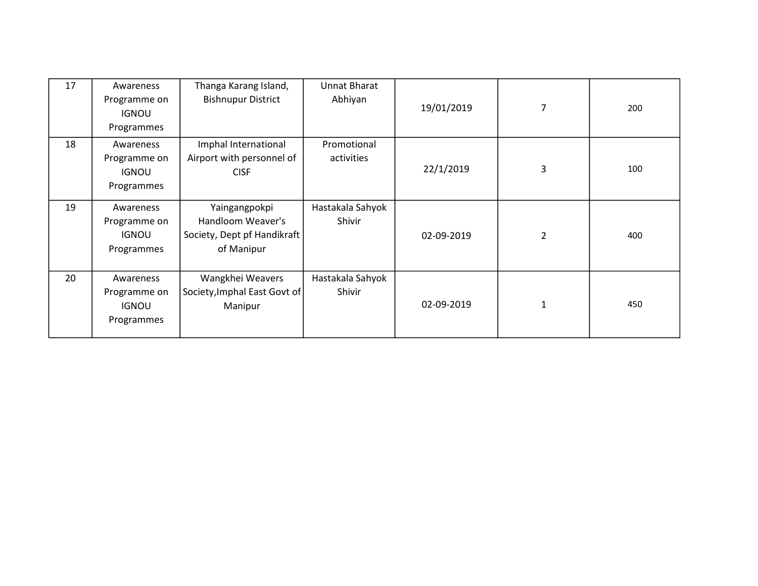| | | | | | | |
|---|---|---|---|---|---|---|
| 17 | Awareness Programme on IGNOU Programmes | Thanga Karang Island, Bishnupur District | Unnat Bharat Abhiyan | 19/01/2019 | 7 | 200 |
| 18 | Awareness Programme on IGNOU Programmes | Imphal International Airport with personnel of CISF | Promotional activities | 22/1/2019 | 3 | 100 |
| 19 | Awareness Programme on IGNOU Programmes | Yaingangpokpi Handloom Weaver's Society, Dept pf Handikraft of Manipur | Hastakala Sahyok Shivir | 02-09-2019 | 2 | 400 |
| 20 | Awareness Programme on IGNOU Programmes | Wangkhei Weavers Society,Imphal East Govt of Manipur | Hastakala Sahyok Shivir | 02-09-2019 | 1 | 450 |